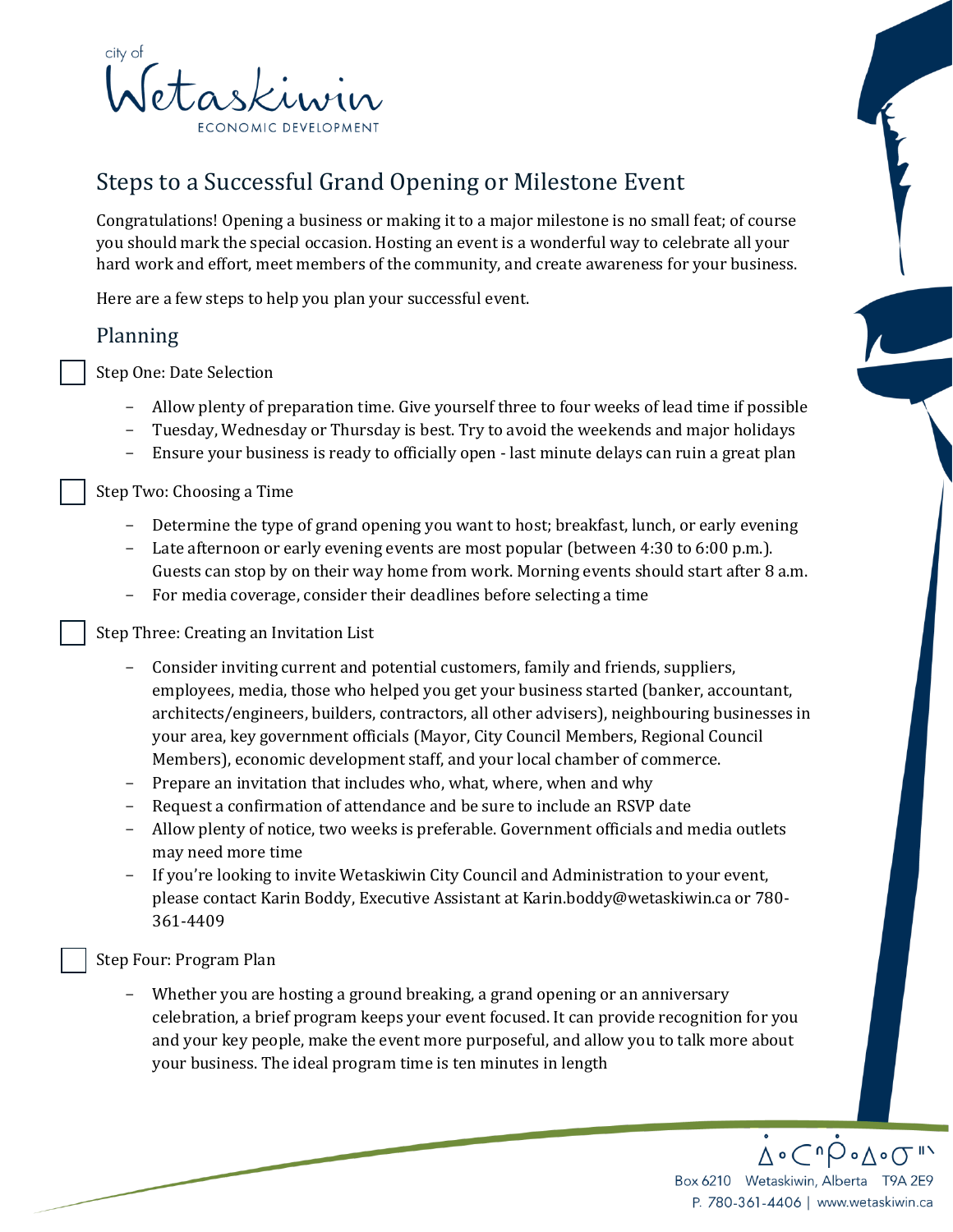city of Wetaskiwin
ECONOMIC DEVELOPMENT

# Steps to a Successful Grand Opening or Milestone Event

Congratulations! Opening a business or making it to a major milestone is no small feat; of course you should mark the special occasion. Hosting an event is a wonderful way to celebrate all your hard work and effort, meet members of the community, and create awareness for your business.

Here are a few steps to help you plan your successful event.

## Planning

☐ Step One: Date Selection

- Allow plenty of preparation time. Give yourself three to four weeks of lead time if possible
- Tuesday, Wednesday or Thursday is best. Try to avoid the weekends and major holidays
- Ensure your business is ready to officially open - last minute delays can ruin a great plan

☐ Step Two: Choosing a Time

- Determine the type of grand opening you want to host; breakfast, lunch, or early evening
- Late afternoon or early evening events are most popular (between 4:30 to 6:00 p.m.). Guests can stop by on their way home from work. Morning events should start after 8 a.m.
- For media coverage, consider their deadlines before selecting a time

☐ Step Three: Creating an Invitation List

- Consider inviting current and potential customers, family and friends, suppliers, employees, media, those who helped you get your business started (banker, accountant, architects/engineers, builders, contractors, all other advisers), neighbouring businesses in your area, key government officials (Mayor, City Council Members, Regional Council Members), economic development staff, and your local chamber of commerce.
- Prepare an invitation that includes who, what, where, when and why
- Request a confirmation of attendance and be sure to include an RSVP date
- Allow plenty of notice, two weeks is preferable. Government officials and media outlets may need more time
- If you're looking to invite Wetaskiwin City Council and Administration to your event, please contact Karin Boddy, Executive Assistant at Karin.boddy@wetaskiwin.ca or 780-361-4409

☐ Step Four: Program Plan

- Whether you are hosting a ground breaking, a grand opening or an anniversary celebration, a brief program keeps your event focused. It can provide recognition for you and your key people, make the event more purposeful, and allow you to talk more about your business. The ideal program time is ten minutes in length

ᐃᐧᑕᐢᑭᐃᐧᓂᕽ
Box 6210 Wetaskiwin, Alberta T9A 2E9
P. 780-361-4406 | www.wetaskiwin.ca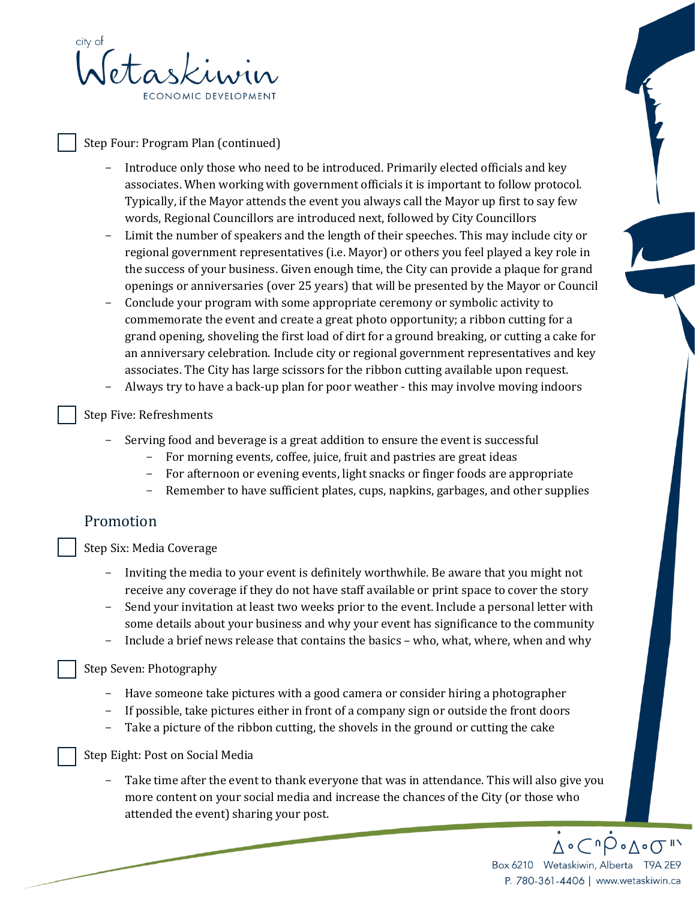☐ Step Four: Program Plan (continued)

- Introduce only those who need to be introduced. Primarily elected officials and key associates. When working with government officials it is important to follow protocol. Typically, if the Mayor attends the event you always call the Mayor up first to say few words, Regional Councillors are introduced next, followed by City Councillors
- Limit the number of speakers and the length of their speeches. This may include city or regional government representatives (i.e. Mayor) or others you feel played a key role in the success of your business. Given enough time, the City can provide a plaque for grand openings or anniversaries (over 25 years) that will be presented by the Mayor or Council
- Conclude your program with some appropriate ceremony or symbolic activity to commemorate the event and create a great photo opportunity; a ribbon cutting for a grand opening, shoveling the first load of dirt for a ground breaking, or cutting a cake for an anniversary celebration. Include city or regional government representatives and key associates. The City has large scissors for the ribbon cutting available upon request.
- Always try to have a back-up plan for poor weather - this may involve moving indoors

☐ Step Five: Refreshments

- Serving food and beverage is a great addition to ensure the event is successful
  - For morning events, coffee, juice, fruit and pastries are great ideas
  - For afternoon or evening events, light snacks or finger foods are appropriate
  - Remember to have sufficient plates, cups, napkins, garbages, and other supplies

## Promotion

☐ Step Six: Media Coverage

- Inviting the media to your event is definitely worthwhile. Be aware that you might not receive any coverage if they do not have staff available or print space to cover the story
- Send your invitation at least two weeks prior to the event. Include a personal letter with some details about your business and why your event has significance to the community
- Include a brief news release that contains the basics – who, what, where, when and why

☐ Step Seven: Photography

- Have someone take pictures with a good camera or consider hiring a photographer
- If possible, take pictures either in front of a company sign or outside the front doors
- Take a picture of the ribbon cutting, the shovels in the ground or cutting the cake

☐ Step Eight: Post on Social Media

- Take time after the event to thank everyone that was in attendance. This will also give you more content on your social media and increase the chances of the City (or those who attended the event) sharing your post.